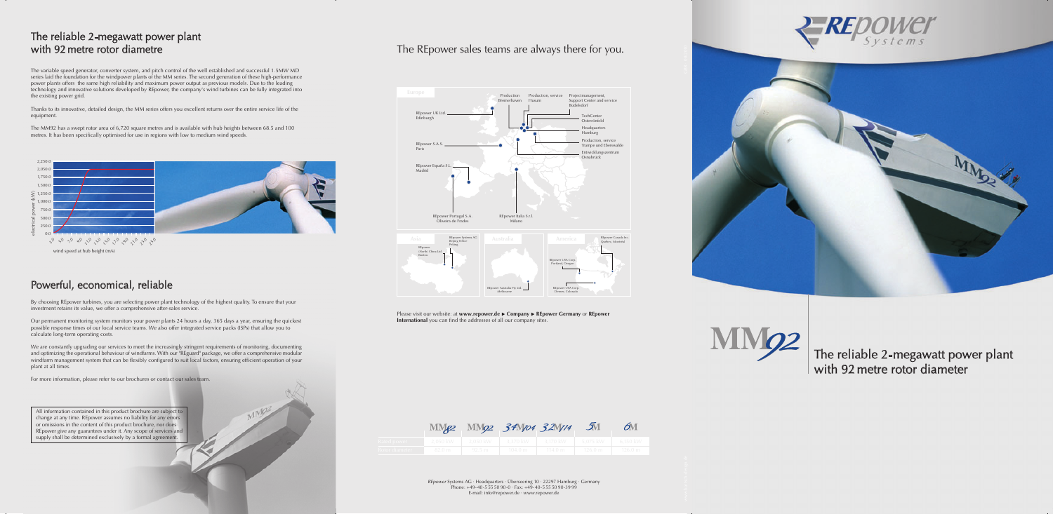## The reliable 2-megawatt power plant with 92 metre rotor diametre

The variable speed generator, converter system, and pitch control of the well established and successful 1.5MW MD series laid the foundation for the windpower plants of the MM series. The second generation of these high-performance power plants offers the same high reliability and maximum power output as previous models. Due to the leading technology and innovative solutions developed by REpower, the company's wind turbines can be fully integrated into the existing power grid.

Thanks to its innovative, detailed design, the MM series offers you excellent returns over the entire service life of the equipment.

The MM92 has a swept rotor area of 6,720 square metres and is available with hub heights between 68.5 and 100 metres. It has been specifically optimised for use in regions with low to medium wind speeds.

electrical power (kW): 0.0, 250.0, 500.0, 750.0, 1,000.0, 1,250.0, 1,500.0, 1,750.0, 2,050.0, 2,250.0

wind speed at hub height (m/s): 3.0, 5.0, 7.0, 9.0, 11.0, 13.0, 15.0, 17.0, 19.0, 21.0, 23.0, 25.0

## Powerful, economical, reliable

By choosing REpower turbines, you are selecting power plant technology of the highest quality. To ensure that your investment retains its value, we offer a comprehensive after-sales service.

Our permanent monitoring system monitors your power plants 24 hours a day, 365 days a year, ensuring the quickest possible response times of our local service teams. We also offer integrated service packs (ISPs) that allow you to calculate long-term operating costs.

We are constantly upgrading our services to meet the increasingly stringent requirements of monitoring, documenting and optimizing the operational behaviour of windfarms. With our "REguard" package, we offer a comprehensive modular windfarm management system that can be flexibly configured to suit local factors, ensuring efficient operation of your plant at all times.

For more information, please refer to our brochures or contact our sales team.

All information contained in this product brochure are subject to change at any time. REpower assumes no liability for any errors or omissions in the content of this product brochure, nor does REpower give any guarantees under it. Any scope of services and supply shall be determined exclusively by a formal agreement.

## The REpower sales teams are always there for you.

**Europe**

- Production Bremerhaven
- Production, service Husum
- Projectmanagement, Support Center and service Büdelsdorf
- REpower UK Ltd. Edinburgh
- TechCenter Osterrönfeld
- Headquarters Hamburg
- Production, service Trampe und Eberswalde
- Entwicklungszentrum Osnabrück
- REpower S.A.S. Paris
- REpower España S.L. Madrid
- REpower Portugal S.A. Oliveira de Frades
- REpower Italia S.r.l. Milano

**Asia**

- REpower Systems AG Beijing Office Peking
- REpower (North) China Ltd. Baotou

**Australia**

- REpower Australia Pty Ltd. Melbourne

**America**

- REpower Canada Inc. Quebec, Montréal
- REpower USA Corp. Portland, Oregon
- REpower USA Corp. Denver, Colorado

Please visit our website: at **www.repower.de ► Company ► REpower Germany** or **REpower International** you can find the addresses of all our company sites.

| | MM82 | MM92 | 3.4M104 | 3.2M114 | 5M | 6M |
|---|---|---|---|---|---|---|
| Rated power | 2,050 kW | 2,050 kW | 3,400 kW | 3,200 kW | 5,075 kW | 6,150 kW |
| Rotor diameter | 82.0 m | 92.5 m | 104.0 m | 114.0 m | 126.0 m | 126.0 m |

REpower Systems AG · Headquarters · Überseering 10 · 22297 Hamburg · Germany
Phone: +49-40-5 55 50 90-0 · Fax: +49-40-5 55 50 90-39 99
E-mail: info@repower.de · www.repower.de

# MM92

## The reliable 2-megawatt power plant with 92 metre rotor diameter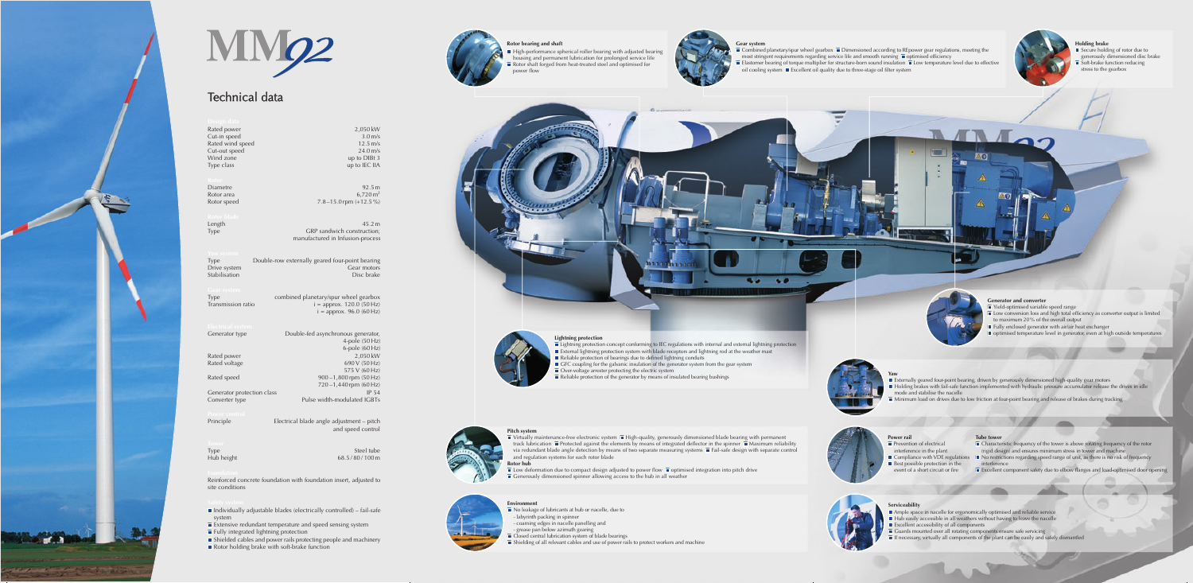# MM92

## Technical data

### Design data

| | |
|---|---|
| Rated power | 2,050 kW |
| Cut-in speed | 3.0 m/s |
| Rated wind speed | 12.5 m/s |
| Cut-out speed | 24.0 m/s |
| Wind zone | up to DIBt 3 |
| Type class | up to IEC IIA |

### Rotor

| | |
|---|---|
| Diametre | 92.5 m |
| Rotor area | 6,720 m² |
| Rotor speed | 7.8–15.0 rpm (+12.5 %) |

### Rotor blade

| | |
|---|---|
| Length | 45.2 m |
| Type | GRP sandwich construction; manufactured in Infusion-process |

### Yaw system

| | |
|---|---|
| Type | Double-row externally geared four-point bearing |
| Drive system | Gear motors |
| Stabilisation | Disc brake |

### Gear system

| | |
|---|---|
| Type | combined planetary/spur wheel gearbox |
| Transmission ratio | i = approx. 120.0 (50 Hz) |
| | i = approx. 96.0 (60 Hz) |

### Electrical system

| | |
|---|---|
| Generator type | Double-fed asynchronous generator, 4-pole (50 Hz) 6-pole (60 Hz) |
| Rated power | 2,050 kW |
| Rated voltage | 690 V (50 Hz) |
| | 575 V (60 Hz) |
| Rated speed | 900 –1,800 rpm (50 Hz) |
| | 720 –1,440 rpm (60 Hz) |
| Generator protection class | IP 54 |
| Converter type | Pulse width-modulated IGBTs |

### Power control

| | |
|---|---|
| Principle | Electrical blade angle adjustment – pitch and speed control |

### Tower

| | |
|---|---|
| Type | Steel tube |
| Hub height | 68.5 / 80 / 100 m |

### Foundation

Reinforced concrete foundation with foundation insert, adjusted to site conditions

### Safety systems

- Individually adjustable blades (electrically controlled) – fail-safe system
- Extensive redundant temperature and speed sensing system
- Fully integrated lightning protection
- Shielded cables and power rails protecting people and machinery
- Rotor holding brake with soft-brake function

### Rotor bearing and shaft

- High-performance spherical roller bearing with adjusted bearing housing and permanent lubrication for prolonged service life
- Rotor shaft forged from heat-treated steel and optimised for power flow

### Gear system

- Combined planetary/spur wheel gearbox
- Dimensioned according to REpower gear regulations, meeting the most stringent requirements regarding service life and smooth running
- optimised efficiency
- Elastomer bearing of torque multiplier for structure-born sound insulation
- Low temperature level due to effective oil cooling system
- Excellent oil quality due to three-stage oil filter system

### Holding brake

- Secure holding of rotor due to generously dimensioned disc brake
- Soft-brake function reducing stress to the gearbox

### Generator and converter

- Yield-optimised variable speed range
- Low conversion loss and high total efficiency as converter output is limited to maximum 20 % of the overall output
- Fully enclosed generator with air/air heat exchanger
- optimised temperature level in generator, even at high outside temperatures

### Lightning protection

- Lightning protection concept conforming to IEC regulations with internal and external lightning protection
- External lightning protection system with blade receptors and lightning rod at the weather mast
- Reliable protection of bearings due to defined lightning conduits
- GFC coupling for the galvanic insulation of the generator system from the gear system
- Over-voltage arrester protecting the electric system
- Reliable protection of the generator by means of insulated bearing bushings

### Yaw

- Externally geared four-point bearing, driven by generously dimensioned high-quality gear motors
- Holding brakes with fail-safe function implemented with hydraulic pressure accumulator release the drives in idle mode and stabilise the nacelle
- Minimum load on drives due to low friction at four-point bearing and release of brakes during tracking

### Pitch system

- Virtually maintenance-free electronic system
- High-quality, generously dimensioned blade bearing with permanent track lubrication
- Protected against the elements by means of integrated deflector in the spinner
- Maximum reliability via redundant blade angle detection by means of two separate measuring systems
- Fail-safe design with separate control and regulation systems for each rotor blade

### Rotor hub

- Low deformation due to compact design adjusted to power flow
- optimised integration into pitch drive
- Generously dimensioned spinner allowing access to the hub in all weather

### Power rail

- Prevention of electrical interference in the plant
- Compliance with VDE regulations
- Best possible protection in the event of a short circuit or fire

### Tube tower

- Characteristic frequency of the tower is above rotating frequency of the rotor (rigid design) and ensures minimum stress in tower and machine
- No restrictions regarding speed range of unit, as there is no risk of frequency interference
- Excellent component safety due to elbow flanges and load-optimised door opening

### Environment

- No leakage of lubricants at hub or nacelle, due to
  - labyrinth packing in spinner
  - coaming edges in nacelle panelling and
  - grease pan below azimuth gearing
- Closed central lubrication system of blade bearings
- Shielding of all relevant cables and use of power rails to protect workers and machine

### Serviceability

- Ample space in nacelle for ergonomically optimised and reliable service
- Hub easily accessible in all weathers without having to leave the nacelle
- Excellent accessibility of all components
- Guards mounted over all rotating components ensure safe servicing
- If necessary, virtually all components of the plant can be easily and safely dismantled